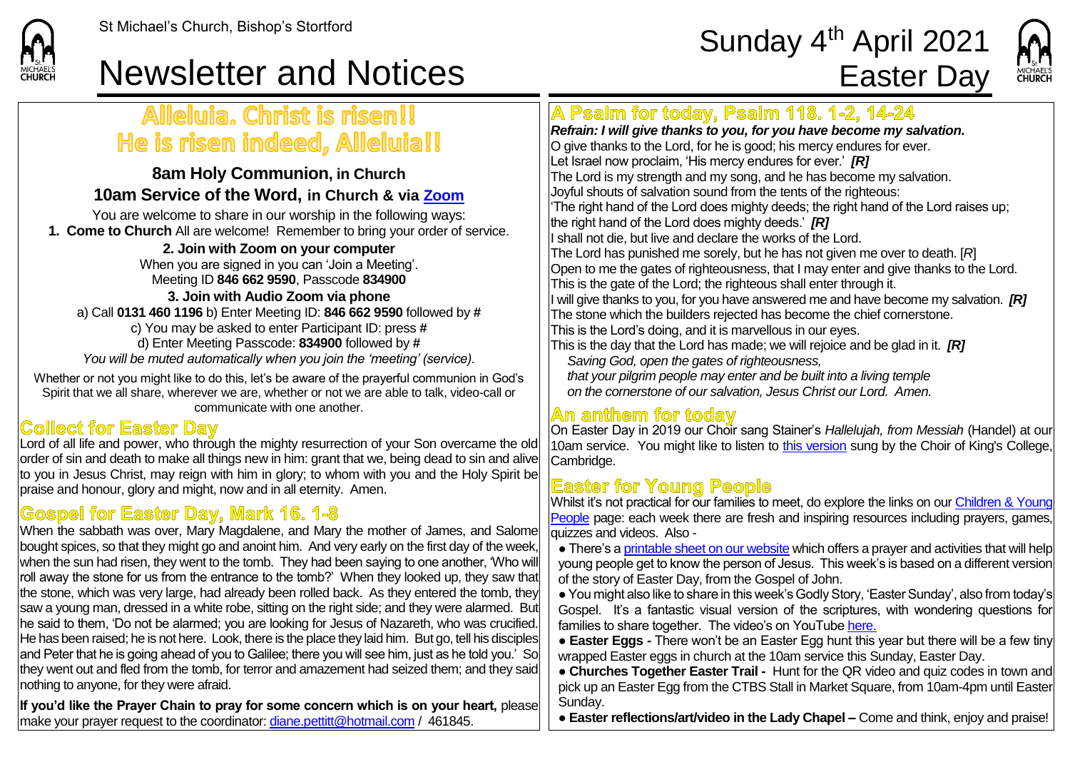St Michael's Church, Bishop's Stortford

# Newsletter and Notices

# Sunday 4th April 2021 Easter Day

## Alleluia. Christ is risen!! He is risen indeed, Alleluia!!

**8am Holy Communion, in Church**

**10am Service of the Word, in Church & via Zoom**

You are welcome to share in our worship in the following ways:

**1. Come to Church** All are welcome! Remember to bring your order of service.

**2. Join with Zoom on your computer**

When you are signed in you can 'Join a Meeting'.
Meeting ID **846 662 9590**, Passcode **834900**

**3. Join with Audio Zoom via phone**

a) Call **0131 460 1196** b) Enter Meeting ID: **846 662 9590** followed by **#**
c) You may be asked to enter Participant ID: press **#**
d) Enter Meeting Passcode: **834900** followed by **#**
*You will be muted automatically when you join the 'meeting' (service).*

Whether or not you might like to do this, let's be aware of the prayerful communion in God's Spirit that we all share, wherever we are, whether or not we are able to talk, video-call or communicate with one another.

## Collect for Easter Day

Lord of all life and power, who through the mighty resurrection of your Son overcame the old order of sin and death to make all things new in him: grant that we, being dead to sin and alive to you in Jesus Christ, may reign with him in glory; to whom with you and the Holy Spirit be praise and honour, glory and might, now and in all eternity. Amen.

## Gospel for Easter Day, Mark 16. 1-8

When the sabbath was over, Mary Magdalene, and Mary the mother of James, and Salome bought spices, so that they might go and anoint him. And very early on the first day of the week, when the sun had risen, they went to the tomb. They had been saying to one another, 'Who will roll away the stone for us from the entrance to the tomb?' When they looked up, they saw that the stone, which was very large, had already been rolled back. As they entered the tomb, they saw a young man, dressed in a white robe, sitting on the right side; and they were alarmed. But he said to them, 'Do not be alarmed; you are looking for Jesus of Nazareth, who was crucified. He has been raised; he is not here. Look, there is the place they laid him. But go, tell his disciples and Peter that he is going ahead of you to Galilee; there you will see him, just as he told you.' So they went out and fled from the tomb, for terror and amazement had seized them; and they said nothing to anyone, for they were afraid.

**If you'd like the Prayer Chain to pray for some concern which is on your heart,** please make your prayer request to the coordinator: diane.pettitt@hotmail.com / 461845.

## A Psalm for today, Psalm 118. 1-2, 14-24

***Refrain: I will give thanks to you, for you have become my salvation.***

O give thanks to the Lord, for he is good; his mercy endures for ever.
Let Israel now proclaim, 'His mercy endures for ever.' ***[R]***
The Lord is my strength and my song, and he has become my salvation.
Joyful shouts of salvation sound from the tents of the righteous:
'The right hand of the Lord does mighty deeds; the right hand of the Lord raises up;
the right hand of the Lord does mighty deeds.' ***[R]***
I shall not die, but live and declare the works of the Lord.
The Lord has punished me sorely, but he has not given me over to death. [*R*]
Open to me the gates of righteousness, that I may enter and give thanks to the Lord.
This is the gate of the Lord; the righteous shall enter through it.
I will give thanks to you, for you have answered me and have become my salvation. ***[R]***
The stone which the builders rejected has become the chief cornerstone.
This is the Lord's doing, and it is marvellous in our eyes.
This is the day that the Lord has made; we will rejoice and be glad in it. ***[R]***

*Saving God, open the gates of righteousness,*
*that your pilgrim people may enter and be built into a living temple*
*on the cornerstone of our salvation, Jesus Christ our Lord. Amen.*

## An anthem for today

On Easter Day in 2019 our Choir sang Stainer's *Hallelujah, from Messiah* (Handel) at our 10am service. You might like to listen to this version sung by the Choir of King's College, Cambridge.

## Easter for Young People

Whilst it's not practical for our families to meet, do explore the links on our Children & Young People page: each week there are fresh and inspiring resources including prayers, games, quizzes and videos. Also -

- There's a printable sheet on our website which offers a prayer and activities that will help young people get to know the person of Jesus. This week's is based on a different version of the story of Easter Day, from the Gospel of John.
- You might also like to share in this week's Godly Story, 'Easter Sunday', also from today's Gospel. It's a fantastic visual version of the scriptures, with wondering questions for families to share together. The video's on YouTube here.
- **Easter Eggs -** There won't be an Easter Egg hunt this year but there will be a few tiny wrapped Easter eggs in church at the 10am service this Sunday, Easter Day.
- **Churches Together Easter Trail -** Hunt for the QR video and quiz codes in town and pick up an Easter Egg from the CTBS Stall in Market Square, from 10am-4pm until Easter Sunday.
- **Easter reflections/art/video in the Lady Chapel –** Come and think, enjoy and praise!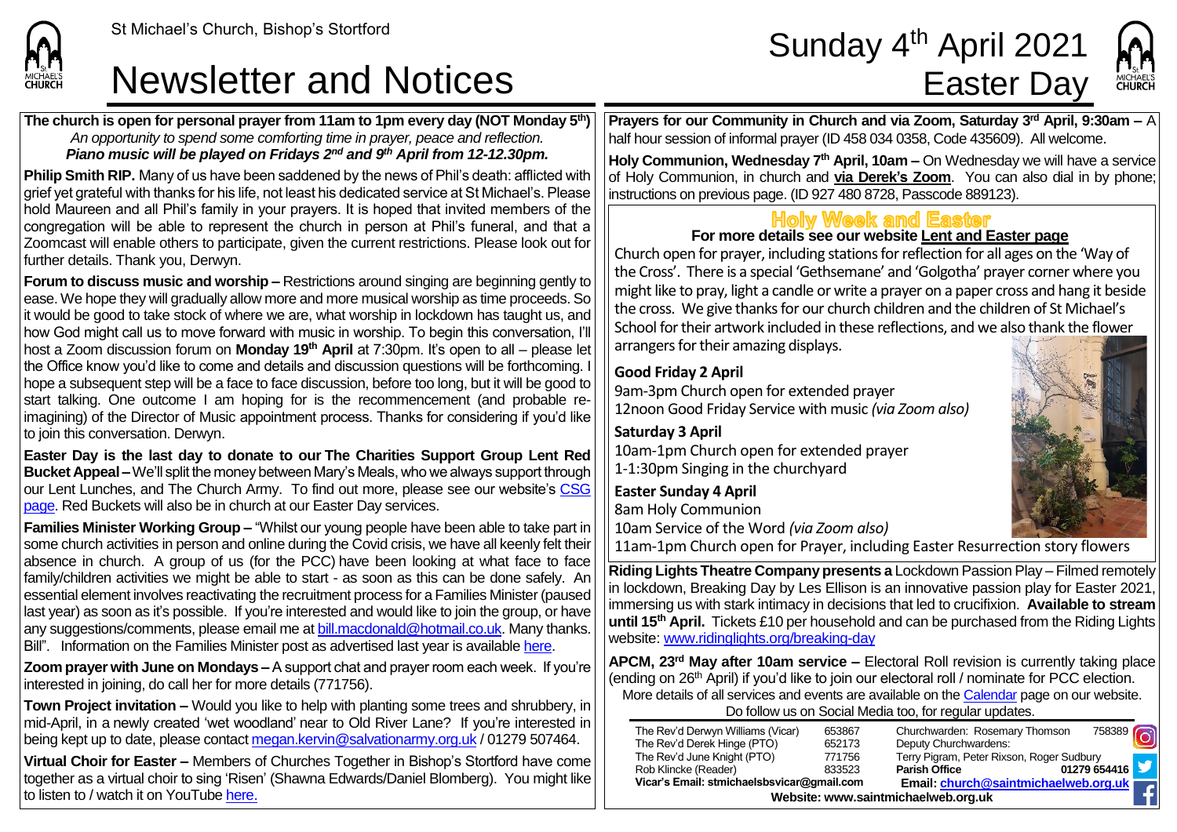St Michael's Church, Bishop's Stortford

# Newsletter and Notices

# Sunday 4th April 2021 Easter Day

**The church is open for personal prayer from 11am to 1pm every day (NOT Monday 5th)**
*An opportunity to spend some comforting time in prayer, peace and reflection.*
***Piano music will be played on Fridays 2nd and 9th April from 12-12.30pm.***

**Philip Smith RIP.** Many of us have been saddened by the news of Phil's death: afflicted with grief yet grateful with thanks for his life, not least his dedicated service at St Michael's. Please hold Maureen and all Phil's family in your prayers. It is hoped that invited members of the congregation will be able to represent the church in person at Phil's funeral, and that a Zoomcast will enable others to participate, given the current restrictions. Please look out for further details. Thank you, Derwyn.

**Forum to discuss music and worship –** Restrictions around singing are beginning gently to ease. We hope they will gradually allow more and more musical worship as time proceeds. So it would be good to take stock of where we are, what worship in lockdown has taught us, and how God might call us to move forward with music in worship. To begin this conversation, I'll host a Zoom discussion forum on **Monday 19th April** at 7:30pm. It's open to all – please let the Office know you'd like to come and details and discussion questions will be forthcoming. I hope a subsequent step will be a face to face discussion, before too long, but it will be good to start talking. One outcome I am hoping for is the recommencement (and probable re-imagining) of the Director of Music appointment process. Thanks for considering if you'd like to join this conversation. Derwyn.

**Easter Day is the last day to donate to our The Charities Support Group Lent Red Bucket Appeal –** We'll split the money between Mary's Meals, who we always support through our Lent Lunches, and The Church Army. To find out more, please see our website's CSG page. Red Buckets will also be in church at our Easter Day services.

**Families Minister Working Group –** "Whilst our young people have been able to take part in some church activities in person and online during the Covid crisis, we have all keenly felt their absence in church. A group of us (for the PCC) have been looking at what face to face family/children activities we might be able to start - as soon as this can be done safely. An essential element involves reactivating the recruitment process for a Families Minister (paused last year) as soon as it's possible. If you're interested and would like to join the group, or have any suggestions/comments, please email me at bill.macdonald@hotmail.co.uk. Many thanks. Bill". Information on the Families Minister post as advertised last year is available here.

**Zoom prayer with June on Mondays –** A support chat and prayer room each week. If you're interested in joining, do call her for more details (771756).

**Town Project invitation –** Would you like to help with planting some trees and shrubbery, in mid-April, in a newly created 'wet woodland' near to Old River Lane? If you're interested in being kept up to date, please contact megan.kervin@salvationarmy.org.uk / 01279 507464.

**Virtual Choir for Easter –** Members of Churches Together in Bishop's Stortford have come together as a virtual choir to sing 'Risen' (Shawna Edwards/Daniel Blomberg). You might like to listen to / watch it on YouTube here.

**Prayers for our Community in Church and via Zoom, Saturday 3rd April, 9:30am –** A half hour session of informal prayer (ID 458 034 0358, Code 435609). All welcome.

**Holy Communion, Wednesday 7th April, 10am –** On Wednesday we will have a service of Holy Communion, in church and **via Derek's Zoom**. You can also dial in by phone; instructions on previous page. (ID 927 480 8728, Passcode 889123).

## Holy Week and Easter

**For more details see our website Lent and Easter page**

Church open for prayer, including stations for reflection for all ages on the 'Way of the Cross'. There is a special 'Gethsemane' and 'Golgotha' prayer corner where you might like to pray, light a candle or write a prayer on a paper cross and hang it beside the cross. We give thanks for our church children and the children of St Michael's School for their artwork included in these reflections, and we also thank the flower arrangers for their amazing displays.

**Good Friday 2 April**
9am-3pm Church open for extended prayer
12noon Good Friday Service with music *(via Zoom also)*

**Saturday 3 April**
10am-1pm Church open for extended prayer
1-1:30pm Singing in the churchyard

**Easter Sunday 4 April**
8am Holy Communion
10am Service of the Word *(via Zoom also)*
11am-1pm Church open for Prayer, including Easter Resurrection story flowers

**Riding Lights Theatre Company presents a** Lockdown Passion Play – Filmed remotely in lockdown, Breaking Day by Les Ellison is an innovative passion play for Easter 2021, immersing us with stark intimacy in decisions that led to crucifixion. **Available to stream until 15th April.** Tickets £10 per household and can be purchased from the Riding Lights website: www.ridinglights.org/breaking-day

**APCM, 23rd May after 10am service –** Electoral Roll revision is currently taking place (ending on 26th April) if you'd like to join our electoral roll / nominate for PCC election.

More details of all services and events are available on the Calendar page on our website.
Do follow us on Social Media too, for regular updates.

| | | | |
|---|---|---|---|
| The Rev'd Derwyn Williams (Vicar) | 653867 | Churchwarden: Rosemary Thomson | 758389 |
| The Rev'd Derek Hinge (PTO) | 652173 | Deputy Churchwardens: | |
| The Rev'd June Knight (PTO) | 771756 | Terry Pigram, Peter Rixson, Roger Sudbury | |
| Rob Klincke (Reader) | 833523 | **Parish Office** | **01279 654416** |
| **Vicar's Email: stmichaelsbsvicar@gmail.com** | | **Email: church@saintmichaelweb.org.uk** | |

**Website: www.saintmichaelweb.org.uk**